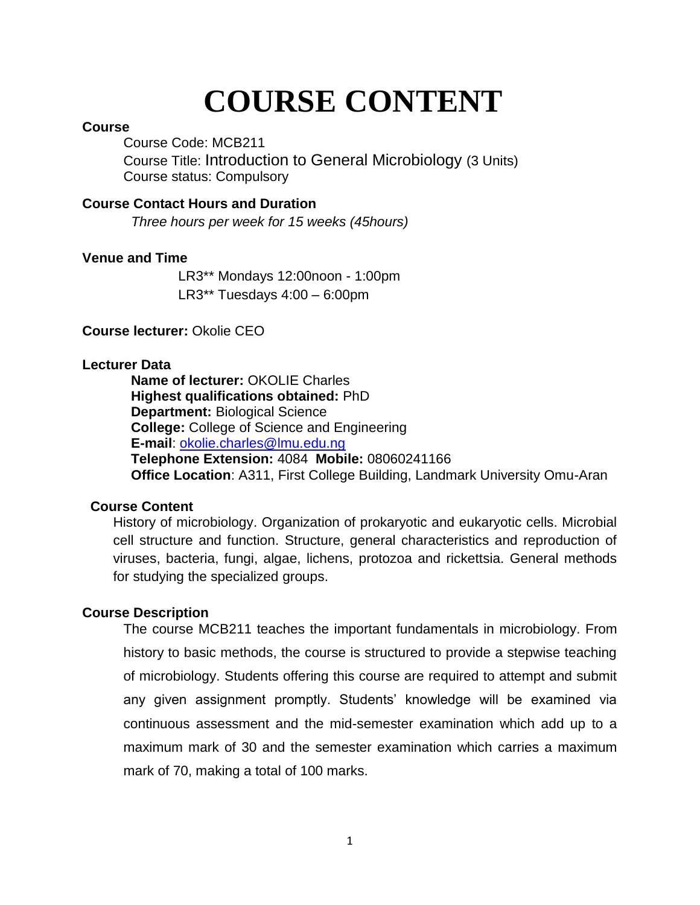# COURSE CONTENT

**Course**

Course Code: MCB211
Course Title: Introduction to General Microbiology (3 Units)
Course status: Compulsory

**Course Contact Hours and Duration**

*Three hours per week for 15 weeks (45hours)*

**Venue and Time**

LR3** Mondays 12:00noon - 1:00pm
LR3** Tuesdays 4:00 – 6:00pm

**Course lecturer:** Okolie CEO

**Lecturer Data**

**Name of lecturer:** OKOLIE Charles
**Highest qualifications obtained:** PhD
**Department:** Biological Science
**College:** College of Science and Engineering
**E-mail**: okolie.charles@lmu.edu.ng
**Telephone Extension:** 4084 **Mobile:** 08060241166
**Office Location**: A311, First College Building, Landmark University Omu-Aran

**Course Content**

History of microbiology. Organization of prokaryotic and eukaryotic cells. Microbial cell structure and function. Structure, general characteristics and reproduction of viruses, bacteria, fungi, algae, lichens, protozoa and rickettsia. General methods for studying the specialized groups.

**Course Description**

The course MCB211 teaches the important fundamentals in microbiology. From history to basic methods, the course is structured to provide a stepwise teaching of microbiology. Students offering this course are required to attempt and submit any given assignment promptly. Students' knowledge will be examined via continuous assessment and the mid-semester examination which add up to a maximum mark of 30 and the semester examination which carries a maximum mark of 70, making a total of 100 marks.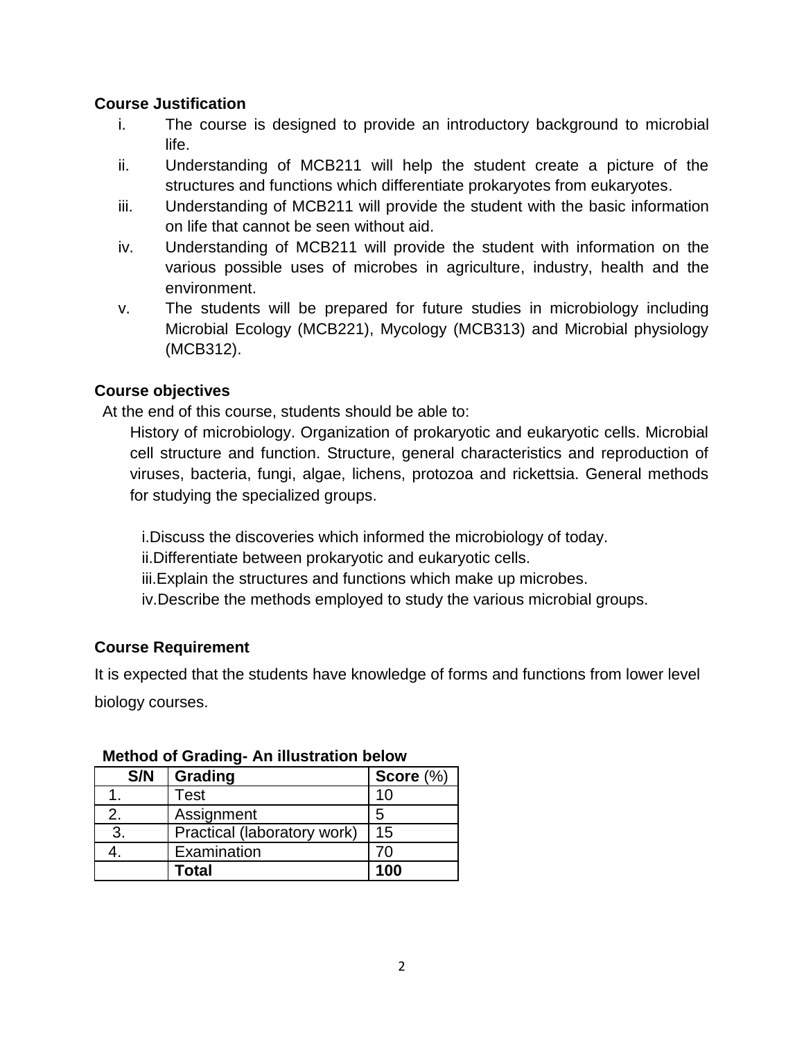**Course Justification**

i. The course is designed to provide an introductory background to microbial life.
ii. Understanding of MCB211 will help the student create a picture of the structures and functions which differentiate prokaryotes from eukaryotes.
iii. Understanding of MCB211 will provide the student with the basic information on life that cannot be seen without aid.
iv. Understanding of MCB211 will provide the student with information on the various possible uses of microbes in agriculture, industry, health and the environment.
v. The students will be prepared for future studies in microbiology including Microbial Ecology (MCB221), Mycology (MCB313) and Microbial physiology (MCB312).

**Course objectives**

At the end of this course, students should be able to:

History of microbiology. Organization of prokaryotic and eukaryotic cells. Microbial cell structure and function. Structure, general characteristics and reproduction of viruses, bacteria, fungi, algae, lichens, protozoa and rickettsia. General methods for studying the specialized groups.

i. Discuss the discoveries which informed the microbiology of today.
ii. Differentiate between prokaryotic and eukaryotic cells.
iii. Explain the structures and functions which make up microbes.
iv. Describe the methods employed to study the various microbial groups.

**Course Requirement**

It is expected that the students have knowledge of forms and functions from lower level biology courses.

**Method of Grading- An illustration below**

| S/N | Grading | Score (%) |
|---|---|---|
| 1. | Test | 10 |
| 2. | Assignment | 5 |
| 3. | Practical (laboratory work) | 15 |
| 4. | Examination | 70 |
| | **Total** | **100** |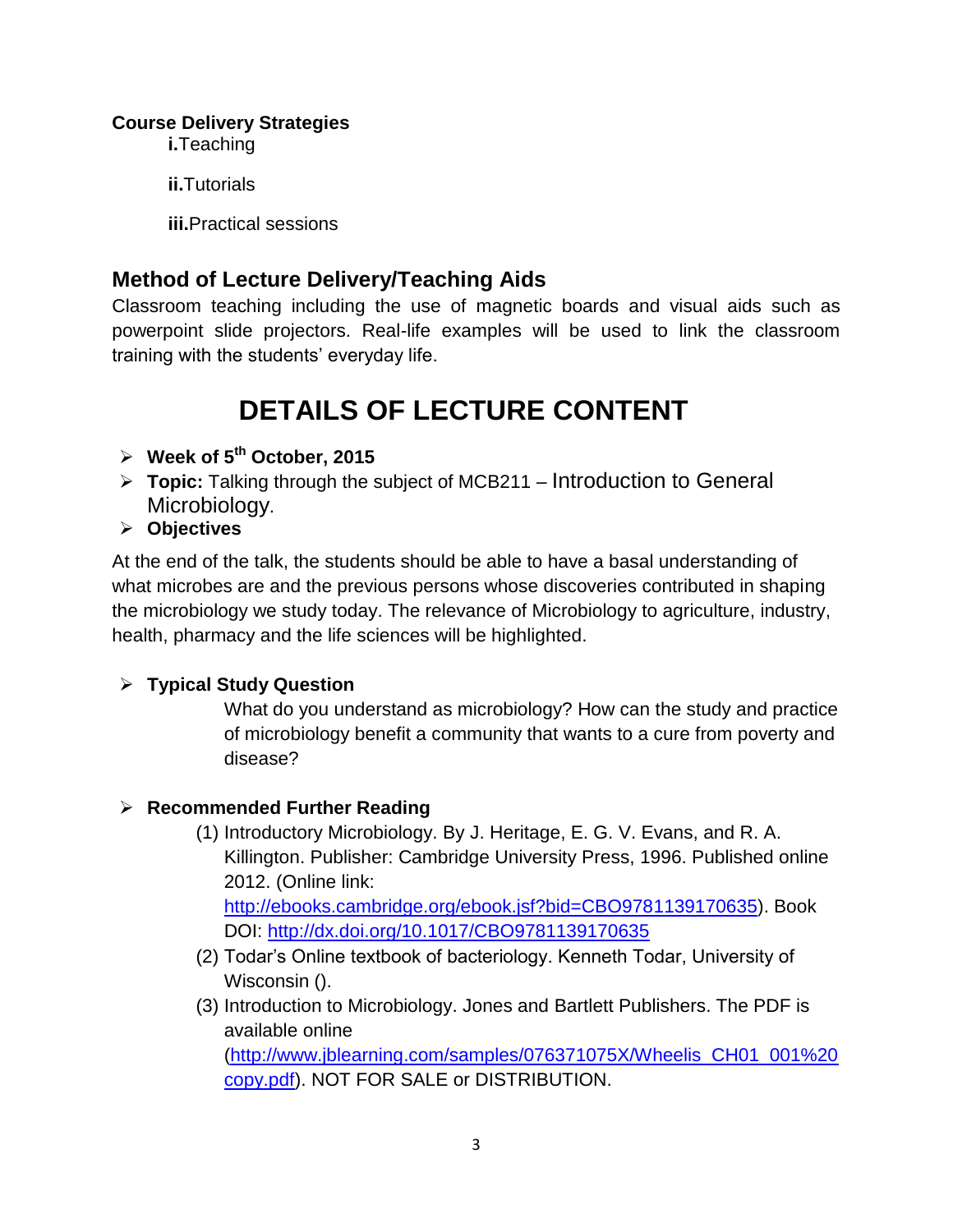**Course Delivery Strategies**

**i.**Teaching

**ii.**Tutorials

**iii.**Practical sessions

## Method of Lecture Delivery/Teaching Aids

Classroom teaching including the use of magnetic boards and visual aids such as powerpoint slide projectors. Real-life examples will be used to link the classroom training with the students' everyday life.

# DETAILS OF LECTURE CONTENT

- **Week of 5th October, 2015**
- **Topic:** Talking through the subject of MCB211 – Introduction to General Microbiology.
- **Objectives**

At the end of the talk, the students should be able to have a basal understanding of what microbes are and the previous persons whose discoveries contributed in shaping the microbiology we study today. The relevance of Microbiology to agriculture, industry, health, pharmacy and the life sciences will be highlighted.

- **Typical Study Question**

  What do you understand as microbiology? How can the study and practice of microbiology benefit a community that wants to a cure from poverty and disease?

- **Recommended Further Reading**

  (1) Introductory Microbiology. By J. Heritage, E. G. V. Evans, and R. A. Killington. Publisher: Cambridge University Press, 1996. Published online 2012. (Online link: http://ebooks.cambridge.org/ebook.jsf?bid=CBO9781139170635). Book DOI: http://dx.doi.org/10.1017/CBO9781139170635

  (2) Todar's Online textbook of bacteriology. Kenneth Todar, University of Wisconsin ().

  (3) Introduction to Microbiology. Jones and Bartlett Publishers. The PDF is available online (http://www.jblearning.com/samples/076371075X/Wheelis_CH01_001%20copy.pdf). NOT FOR SALE or DISTRIBUTION.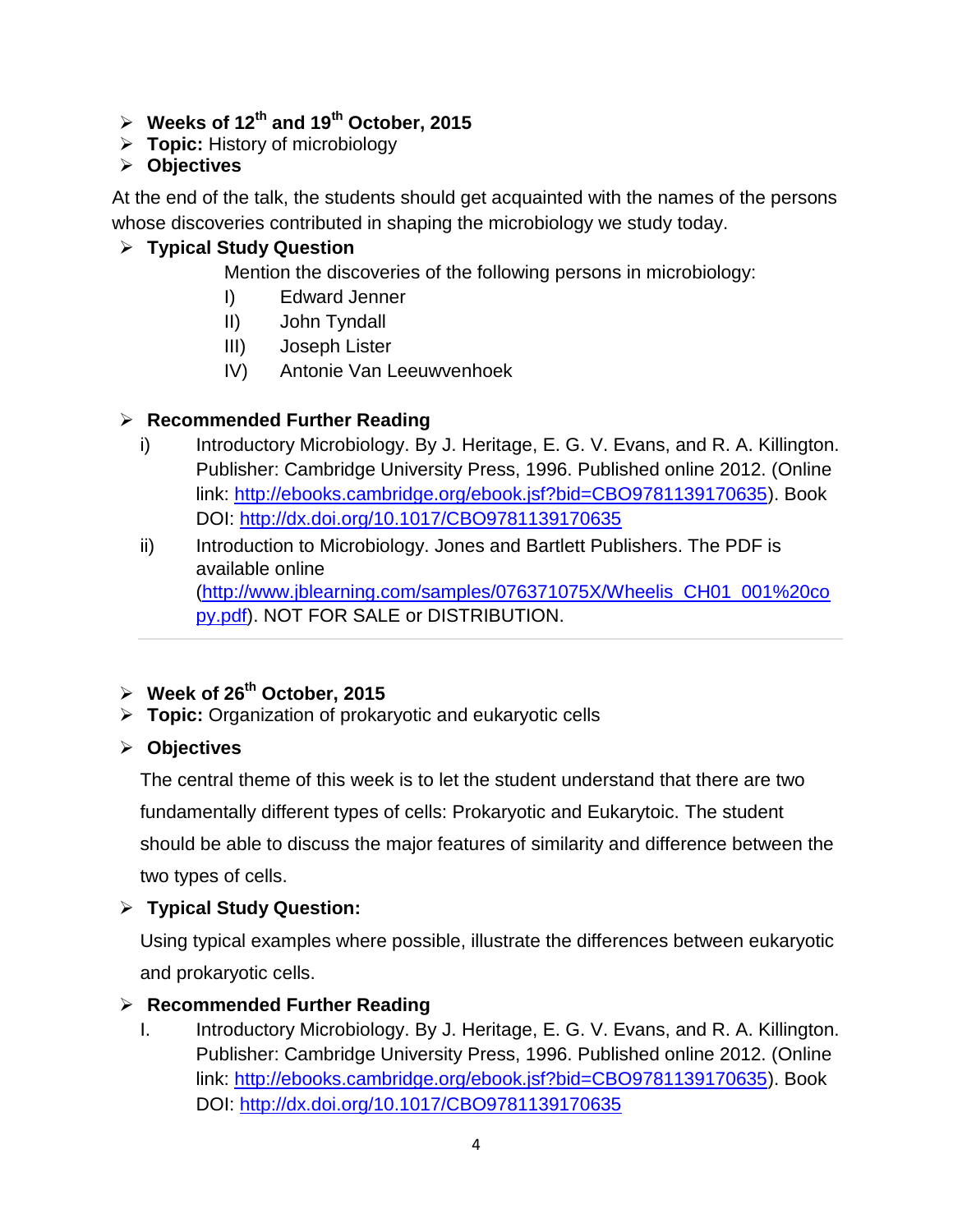- **Weeks of 12th and 19th October, 2015**
- **Topic:** History of microbiology
- **Objectives**

At the end of the talk, the students should get acquainted with the names of the persons whose discoveries contributed in shaping the microbiology we study today.

- **Typical Study Question**

  Mention the discoveries of the following persons in microbiology:

  I) Edward Jenner
  II) John Tyndall
  III) Joseph Lister
  IV) Antonie Van Leeuwvenhoek

- **Recommended Further Reading**

  i) Introductory Microbiology. By J. Heritage, E. G. V. Evans, and R. A. Killington. Publisher: Cambridge University Press, 1996. Published online 2012. (Online link: http://ebooks.cambridge.org/ebook.jsf?bid=CBO9781139170635). Book DOI: http://dx.doi.org/10.1017/CBO9781139170635

  ii) Introduction to Microbiology. Jones and Bartlett Publishers. The PDF is available online (http://www.jblearning.com/samples/076371075X/Wheelis_CH01_001%20copy.pdf). NOT FOR SALE or DISTRIBUTION.

---

- **Week of 26th October, 2015**
- **Topic:** Organization of prokaryotic and eukaryotic cells
- **Objectives**

The central theme of this week is to let the student understand that there are two fundamentally different types of cells: Prokaryotic and Eukarytoic. The student should be able to discuss the major features of similarity and difference between the two types of cells.

- **Typical Study Question:**

Using typical examples where possible, illustrate the differences between eukaryotic and prokaryotic cells.

- **Recommended Further Reading**

  I. Introductory Microbiology. By J. Heritage, E. G. V. Evans, and R. A. Killington. Publisher: Cambridge University Press, 1996. Published online 2012. (Online link: http://ebooks.cambridge.org/ebook.jsf?bid=CBO9781139170635). Book DOI: http://dx.doi.org/10.1017/CBO9781139170635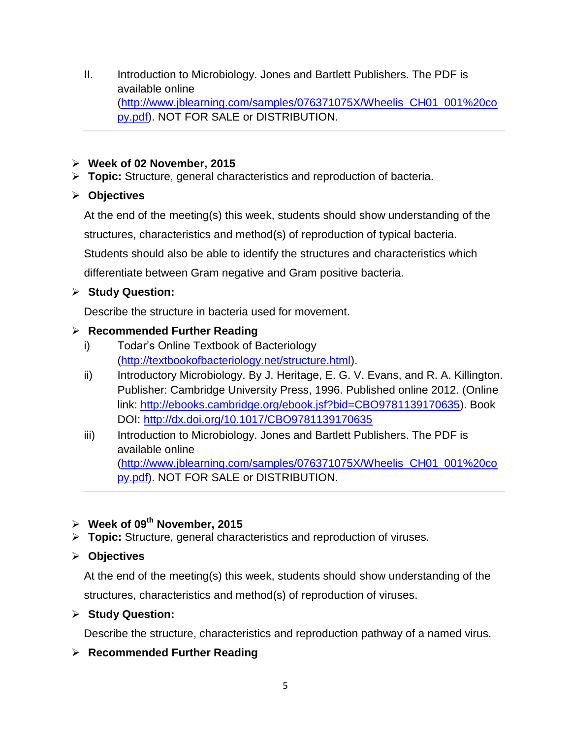II. Introduction to Microbiology. Jones and Bartlett Publishers. The PDF is available online (http://www.jblearning.com/samples/076371075X/Wheelis_CH01_001%20copy.pdf). NOT FOR SALE or DISTRIBUTION.

---

- **Week of 02 November, 2015**
- **Topic:** Structure, general characteristics and reproduction of bacteria.
- **Objectives**

At the end of the meeting(s) this week, students should show understanding of the structures, characteristics and method(s) of reproduction of typical bacteria. Students should also be able to identify the structures and characteristics which differentiate between Gram negative and Gram positive bacteria.

- **Study Question:**

Describe the structure in bacteria used for movement.

- **Recommended Further Reading**

i) Todar's Online Textbook of Bacteriology (http://textbookofbacteriology.net/structure.html).

ii) Introductory Microbiology. By J. Heritage, E. G. V. Evans, and R. A. Killington. Publisher: Cambridge University Press, 1996. Published online 2012. (Online link: http://ebooks.cambridge.org/ebook.jsf?bid=CBO9781139170635). Book DOI: http://dx.doi.org/10.1017/CBO9781139170635

iii) Introduction to Microbiology. Jones and Bartlett Publishers. The PDF is available online (http://www.jblearning.com/samples/076371075X/Wheelis_CH01_001%20copy.pdf). NOT FOR SALE or DISTRIBUTION.

---

- **Week of 09th November, 2015**
- **Topic:** Structure, general characteristics and reproduction of viruses.
- **Objectives**

At the end of the meeting(s) this week, students should show understanding of the structures, characteristics and method(s) of reproduction of viruses.

- **Study Question:**

Describe the structure, characteristics and reproduction pathway of a named virus.

- **Recommended Further Reading**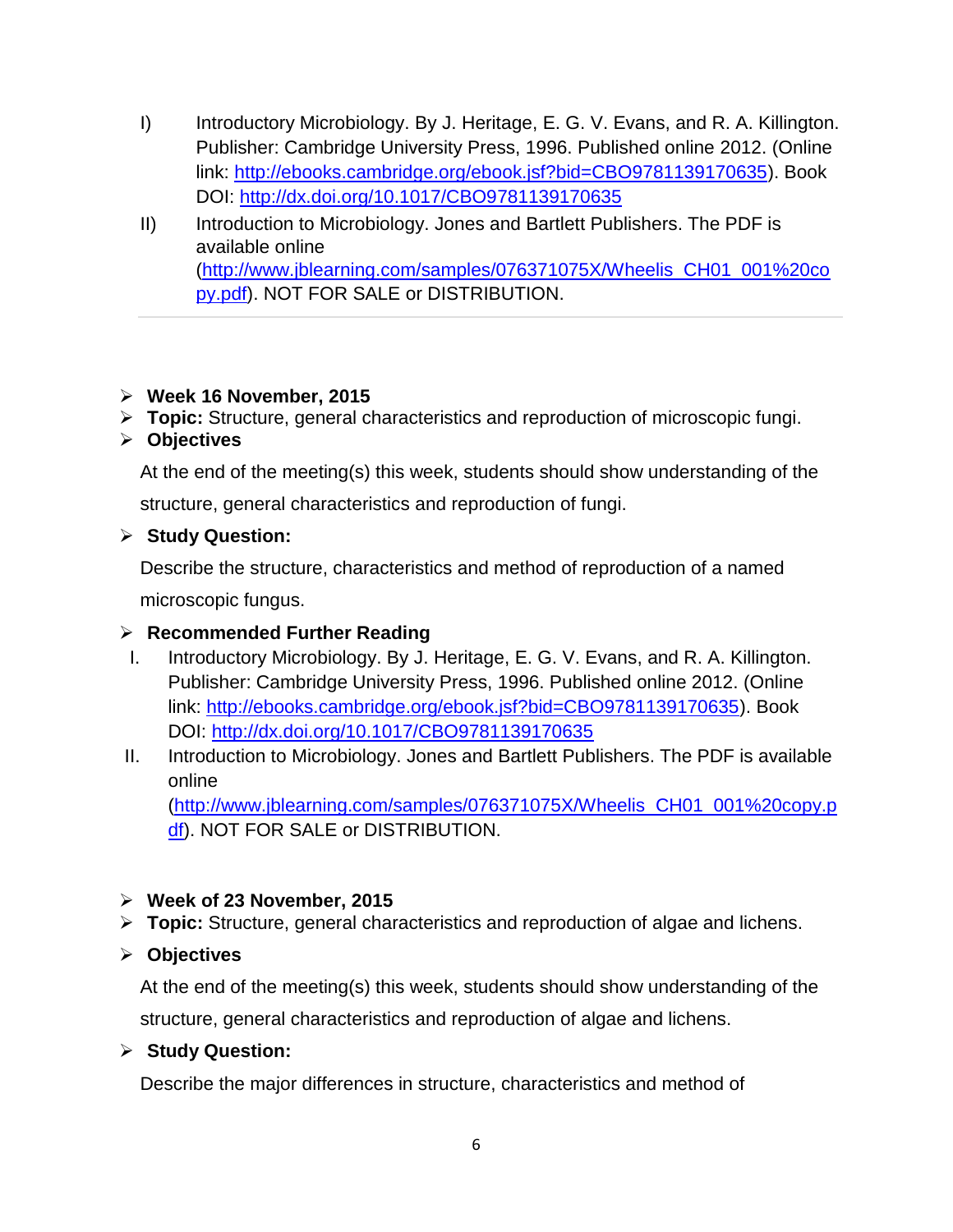I) Introductory Microbiology. By J. Heritage, E. G. V. Evans, and R. A. Killington. Publisher: Cambridge University Press, 1996. Published online 2012. (Online link: [http://ebooks.cambridge.org/ebook.jsf?bid=CBO9781139170635](http://ebooks.cambridge.org/ebook.jsf?bid=CBO9781139170635)). Book DOI: [http://dx.doi.org/10.1017/CBO9781139170635](http://dx.doi.org/10.1017/CBO9781139170635)

II) Introduction to Microbiology. Jones and Bartlett Publishers. The PDF is available online ([http://www.jblearning.com/samples/076371075X/Wheelis_CH01_001%20copy.pdf](http://www.jblearning.com/samples/076371075X/Wheelis_CH01_001%20copy.pdf)). NOT FOR SALE or DISTRIBUTION.

---

- **Week 16 November, 2015**
- **Topic:** Structure, general characteristics and reproduction of microscopic fungi.
- **Objectives**

At the end of the meeting(s) this week, students should show understanding of the structure, general characteristics and reproduction of fungi.

- **Study Question:**

Describe the structure, characteristics and method of reproduction of a named microscopic fungus.

- **Recommended Further Reading**

I. Introductory Microbiology. By J. Heritage, E. G. V. Evans, and R. A. Killington. Publisher: Cambridge University Press, 1996. Published online 2012. (Online link: [http://ebooks.cambridge.org/ebook.jsf?bid=CBO9781139170635](http://ebooks.cambridge.org/ebook.jsf?bid=CBO9781139170635)). Book DOI: [http://dx.doi.org/10.1017/CBO9781139170635](http://dx.doi.org/10.1017/CBO9781139170635)

II. Introduction to Microbiology. Jones and Bartlett Publishers. The PDF is available online ([http://www.jblearning.com/samples/076371075X/Wheelis_CH01_001%20copy.pdf](http://www.jblearning.com/samples/076371075X/Wheelis_CH01_001%20copy.pdf)). NOT FOR SALE or DISTRIBUTION.

- **Week of 23 November, 2015**
- **Topic:** Structure, general characteristics and reproduction of algae and lichens.
- **Objectives**

At the end of the meeting(s) this week, students should show understanding of the structure, general characteristics and reproduction of algae and lichens.

- **Study Question:**

Describe the major differences in structure, characteristics and method of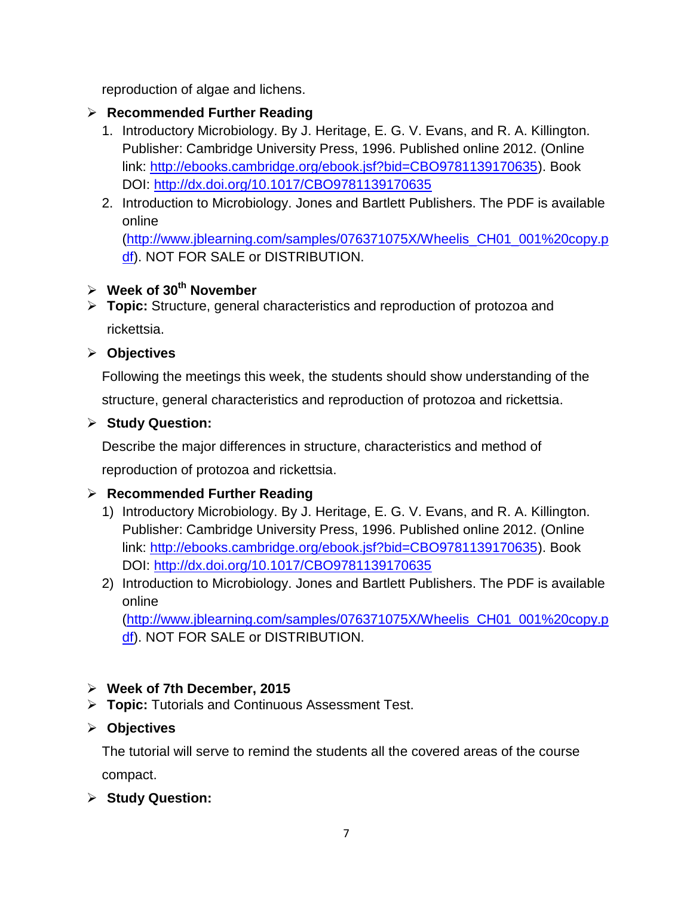reproduction of algae and lichens.

- **Recommended Further Reading**
  1. Introductory Microbiology. By J. Heritage, E. G. V. Evans, and R. A. Killington. Publisher: Cambridge University Press, 1996. Published online 2012. (Online link: http://ebooks.cambridge.org/ebook.jsf?bid=CBO9781139170635). Book DOI: http://dx.doi.org/10.1017/CBO9781139170635
  2. Introduction to Microbiology. Jones and Bartlett Publishers. The PDF is available online (http://www.jblearning.com/samples/076371075X/Wheelis_CH01_001%20copy.pdf). NOT FOR SALE or DISTRIBUTION.

- **Week of 30th November**
- **Topic:** Structure, general characteristics and reproduction of protozoa and rickettsia.
- **Objectives**

  Following the meetings this week, the students should show understanding of the structure, general characteristics and reproduction of protozoa and rickettsia.

- **Study Question:**

  Describe the major differences in structure, characteristics and method of reproduction of protozoa and rickettsia.

- **Recommended Further Reading**
  1) Introductory Microbiology. By J. Heritage, E. G. V. Evans, and R. A. Killington. Publisher: Cambridge University Press, 1996. Published online 2012. (Online link: http://ebooks.cambridge.org/ebook.jsf?bid=CBO9781139170635). Book DOI: http://dx.doi.org/10.1017/CBO9781139170635
  2) Introduction to Microbiology. Jones and Bartlett Publishers. The PDF is available online (http://www.jblearning.com/samples/076371075X/Wheelis_CH01_001%20copy.pdf). NOT FOR SALE or DISTRIBUTION.

- **Week of 7th December, 2015**
- **Topic:** Tutorials and Continuous Assessment Test.
- **Objectives**

  The tutorial will serve to remind the students all the covered areas of the course compact.

- **Study Question:**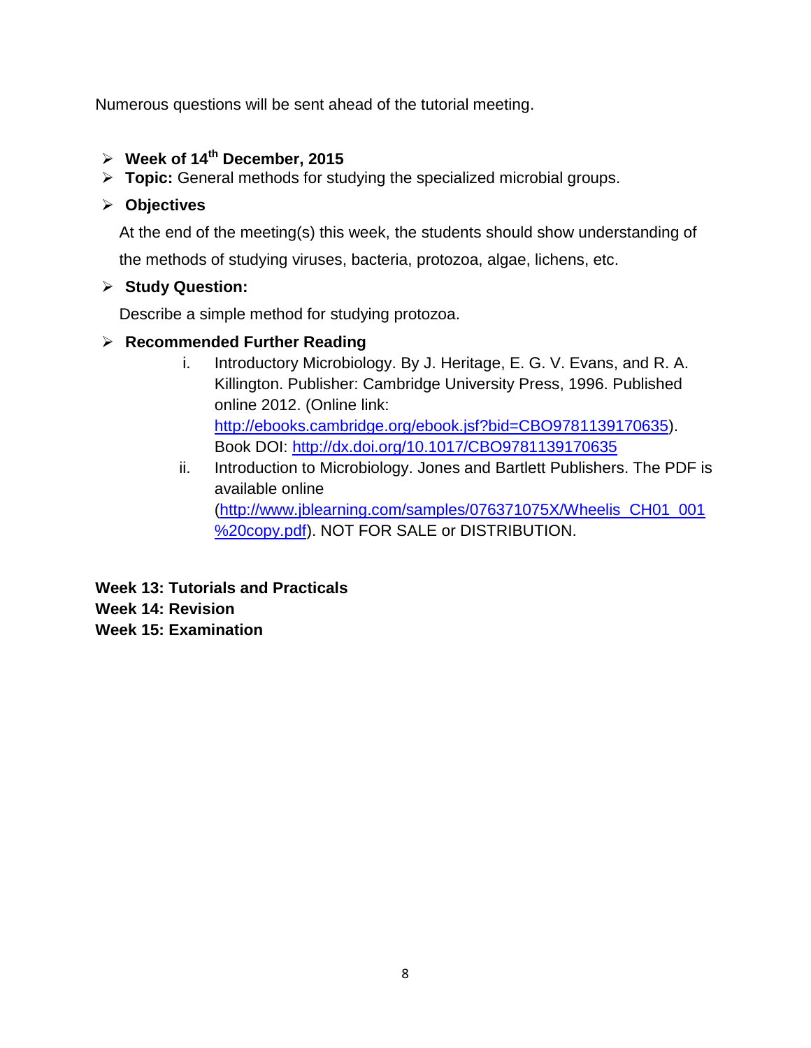Numerous questions will be sent ahead of the tutorial meeting.

- **Week of 14th December, 2015**
- **Topic:** General methods for studying the specialized microbial groups.
- **Objectives**

  At the end of the meeting(s) this week, the students should show understanding of the methods of studying viruses, bacteria, protozoa, algae, lichens, etc.

- **Study Question:**

  Describe a simple method for studying protozoa.

- **Recommended Further Reading**

  i. Introductory Microbiology. By J. Heritage, E. G. V. Evans, and R. A. Killington. Publisher: Cambridge University Press, 1996. Published online 2012. (Online link: http://ebooks.cambridge.org/ebook.jsf?bid=CBO9781139170635). Book DOI: http://dx.doi.org/10.1017/CBO9781139170635

  ii. Introduction to Microbiology. Jones and Bartlett Publishers. The PDF is available online (http://www.jblearning.com/samples/076371075X/Wheelis_CH01_001%20copy.pdf). NOT FOR SALE or DISTRIBUTION.

**Week 13: Tutorials and Practicals**
**Week 14: Revision**
**Week 15: Examination**